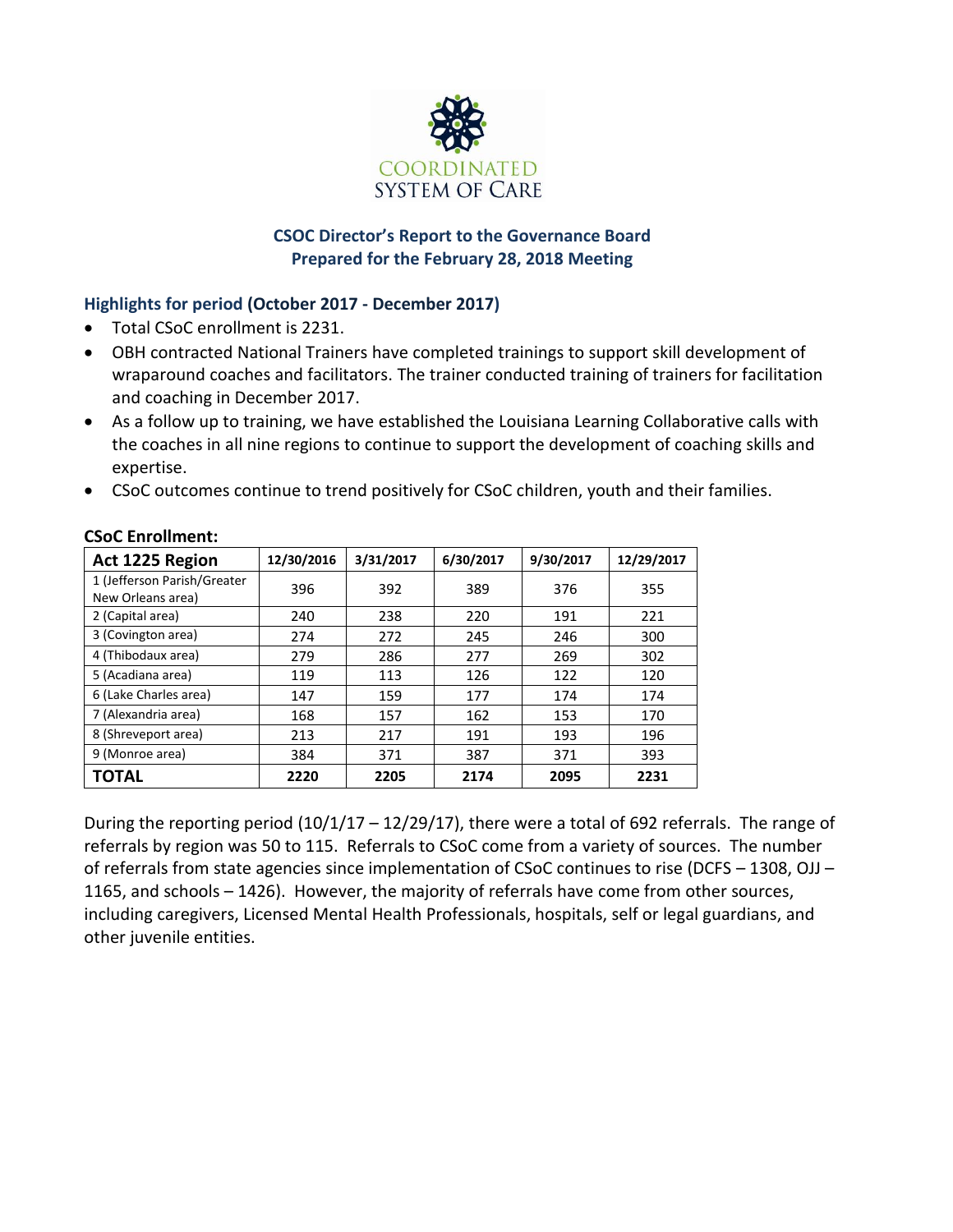COORDINATED SYSTEM OF CARE

## CSOC Director's Report to the Governance Board
## Prepared for the February 28, 2018 Meeting

### Highlights for period (October 2017 - December 2017)

- Total CSoC enrollment is 2231.
- OBH contracted National Trainers have completed trainings to support skill development of wraparound coaches and facilitators. The trainer conducted training of trainers for facilitation and coaching in December 2017.
- As a follow up to training, we have established the Louisiana Learning Collaborative calls with the coaches in all nine regions to continue to support the development of coaching skills and expertise.
- CSoC outcomes continue to trend positively for CSoC children, youth and their families.

**CSoC Enrollment:**

| Act 1225 Region | 12/30/2016 | 3/31/2017 | 6/30/2017 | 9/30/2017 | 12/29/2017 |
|---|---|---|---|---|---|
| 1 (Jefferson Parish/Greater New Orleans area) | 396 | 392 | 389 | 376 | 355 |
| 2 (Capital area) | 240 | 238 | 220 | 191 | 221 |
| 3 (Covington area) | 274 | 272 | 245 | 246 | 300 |
| 4 (Thibodaux area) | 279 | 286 | 277 | 269 | 302 |
| 5 (Acadiana area) | 119 | 113 | 126 | 122 | 120 |
| 6 (Lake Charles area) | 147 | 159 | 177 | 174 | 174 |
| 7 (Alexandria area) | 168 | 157 | 162 | 153 | 170 |
| 8 (Shreveport area) | 213 | 217 | 191 | 193 | 196 |
| 9 (Monroe area) | 384 | 371 | 387 | 371 | 393 |
| **TOTAL** | **2220** | **2205** | **2174** | **2095** | **2231** |

During the reporting period (10/1/17 – 12/29/17), there were a total of 692 referrals. The range of referrals by region was 50 to 115. Referrals to CSoC come from a variety of sources. The number of referrals from state agencies since implementation of CSoC continues to rise (DCFS – 1308, OJJ – 1165, and schools – 1426). However, the majority of referrals have come from other sources, including caregivers, Licensed Mental Health Professionals, hospitals, self or legal guardians, and other juvenile entities.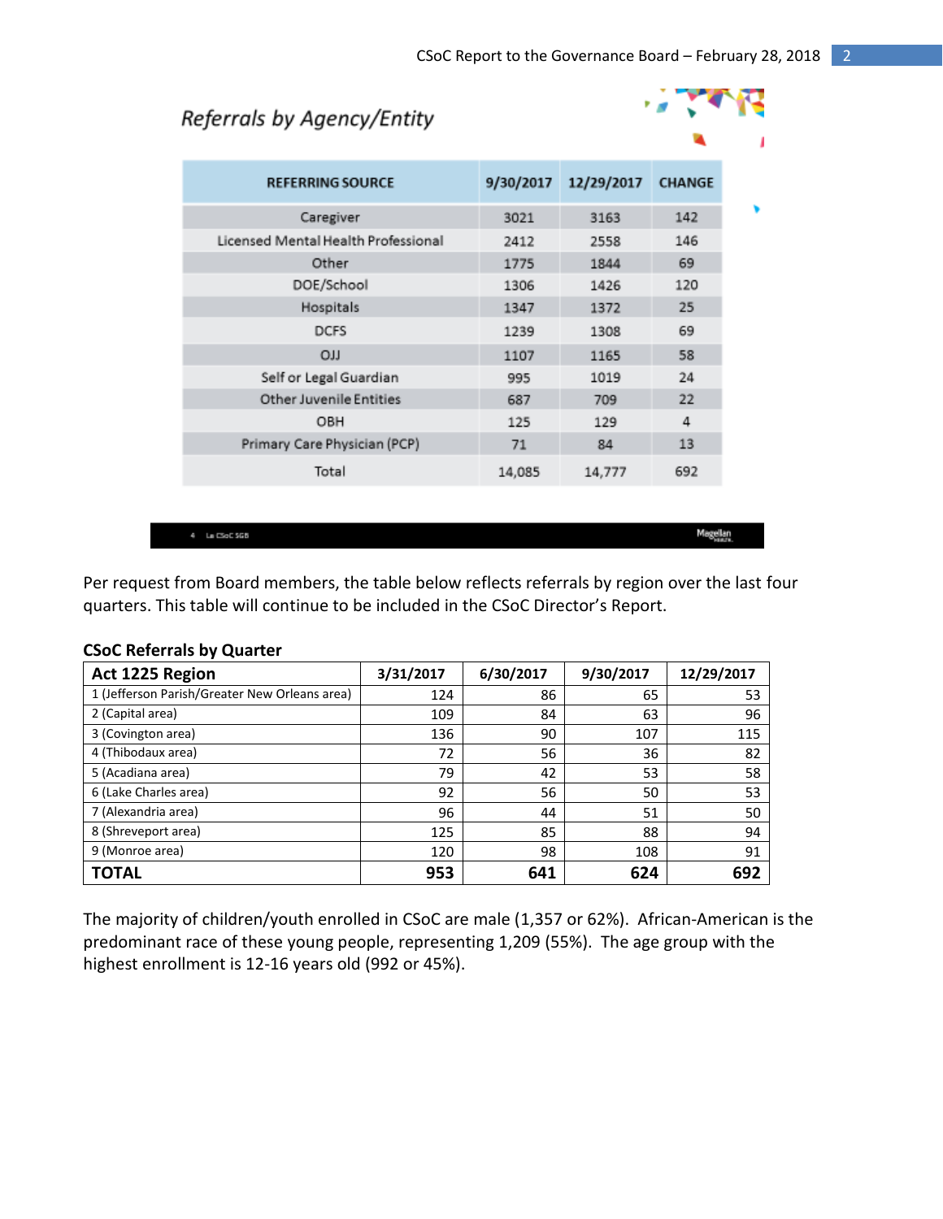## Referrals by Agency/Entity

| REFERRING SOURCE | 9/30/2017 | 12/29/2017 | CHANGE |
|---|---|---|---|
| Caregiver | 3021 | 3163 | 142 |
| Licensed Mental Health Professional | 2412 | 2558 | 146 |
| Other | 1775 | 1844 | 69 |
| DOE/School | 1306 | 1426 | 120 |
| Hospitals | 1347 | 1372 | 25 |
| DCFS | 1239 | 1308 | 69 |
| OJJ | 1107 | 1165 | 58 |
| Self or Legal Guardian | 995 | 1019 | 24 |
| Other Juvenile Entities | 687 | 709 | 22 |
| OBH | 125 | 129 | 4 |
| Primary Care Physician (PCP) | 71 | 84 | 13 |
| Total | 14,085 | 14,777 | 692 |

Per request from Board members, the table below reflects referrals by region over the last four quarters. This table will continue to be included in the CSoC Director's Report.

**CSoC Referrals by Quarter**

| Act 1225 Region | 3/31/2017 | 6/30/2017 | 9/30/2017 | 12/29/2017 |
|---|---|---|---|---|
| 1 (Jefferson Parish/Greater New Orleans area) | 124 | 86 | 65 | 53 |
| 2 (Capital area) | 109 | 84 | 63 | 96 |
| 3 (Covington area) | 136 | 90 | 107 | 115 |
| 4 (Thibodaux area) | 72 | 56 | 36 | 82 |
| 5 (Acadiana area) | 79 | 42 | 53 | 58 |
| 6 (Lake Charles area) | 92 | 56 | 50 | 53 |
| 7 (Alexandria area) | 96 | 44 | 51 | 50 |
| 8 (Shreveport area) | 125 | 85 | 88 | 94 |
| 9 (Monroe area) | 120 | 98 | 108 | 91 |
| **TOTAL** | **953** | **641** | **624** | **692** |

The majority of children/youth enrolled in CSoC are male (1,357 or 62%). African-American is the predominant race of these young people, representing 1,209 (55%). The age group with the highest enrollment is 12-16 years old (992 or 45%).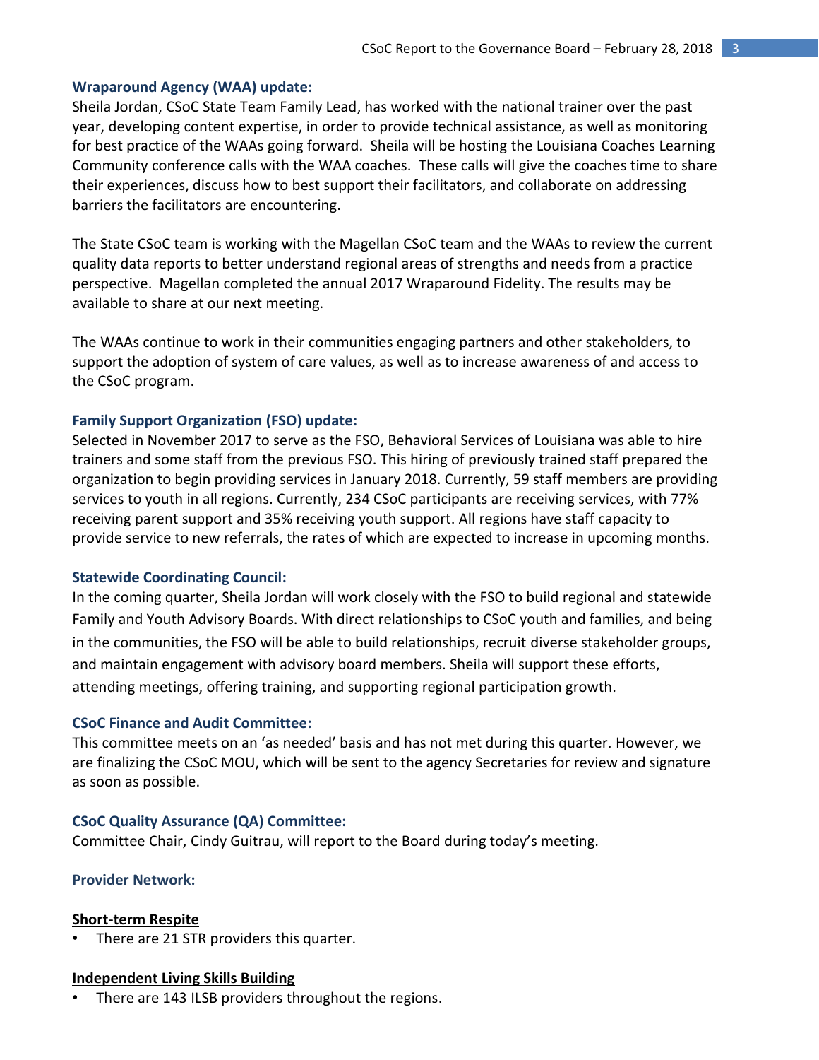### Wraparound Agency (WAA) update:

Sheila Jordan, CSoC State Team Family Lead, has worked with the national trainer over the past year, developing content expertise, in order to provide technical assistance, as well as monitoring for best practice of the WAAs going forward. Sheila will be hosting the Louisiana Coaches Learning Community conference calls with the WAA coaches. These calls will give the coaches time to share their experiences, discuss how to best support their facilitators, and collaborate on addressing barriers the facilitators are encountering.

The State CSoC team is working with the Magellan CSoC team and the WAAs to review the current quality data reports to better understand regional areas of strengths and needs from a practice perspective. Magellan completed the annual 2017 Wraparound Fidelity. The results may be available to share at our next meeting.

The WAAs continue to work in their communities engaging partners and other stakeholders, to support the adoption of system of care values, as well as to increase awareness of and access to the CSoC program.

### Family Support Organization (FSO) update:

Selected in November 2017 to serve as the FSO, Behavioral Services of Louisiana was able to hire trainers and some staff from the previous FSO. This hiring of previously trained staff prepared the organization to begin providing services in January 2018. Currently, 59 staff members are providing services to youth in all regions. Currently, 234 CSoC participants are receiving services, with 77% receiving parent support and 35% receiving youth support. All regions have staff capacity to provide service to new referrals, the rates of which are expected to increase in upcoming months.

### Statewide Coordinating Council:

In the coming quarter, Sheila Jordan will work closely with the FSO to build regional and statewide Family and Youth Advisory Boards. With direct relationships to CSoC youth and families, and being in the communities, the FSO will be able to build relationships, recruit diverse stakeholder groups, and maintain engagement with advisory board members. Sheila will support these efforts, attending meetings, offering training, and supporting regional participation growth.

### CSoC Finance and Audit Committee:

This committee meets on an 'as needed' basis and has not met during this quarter. However, we are finalizing the CSoC MOU, which will be sent to the agency Secretaries for review and signature as soon as possible.

### CSoC Quality Assurance (QA) Committee:

Committee Chair, Cindy Guitrau, will report to the Board during today's meeting.

### Provider Network:

**Short-term Respite**

- There are 21 STR providers this quarter.

**Independent Living Skills Building**

- There are 143 ILSB providers throughout the regions.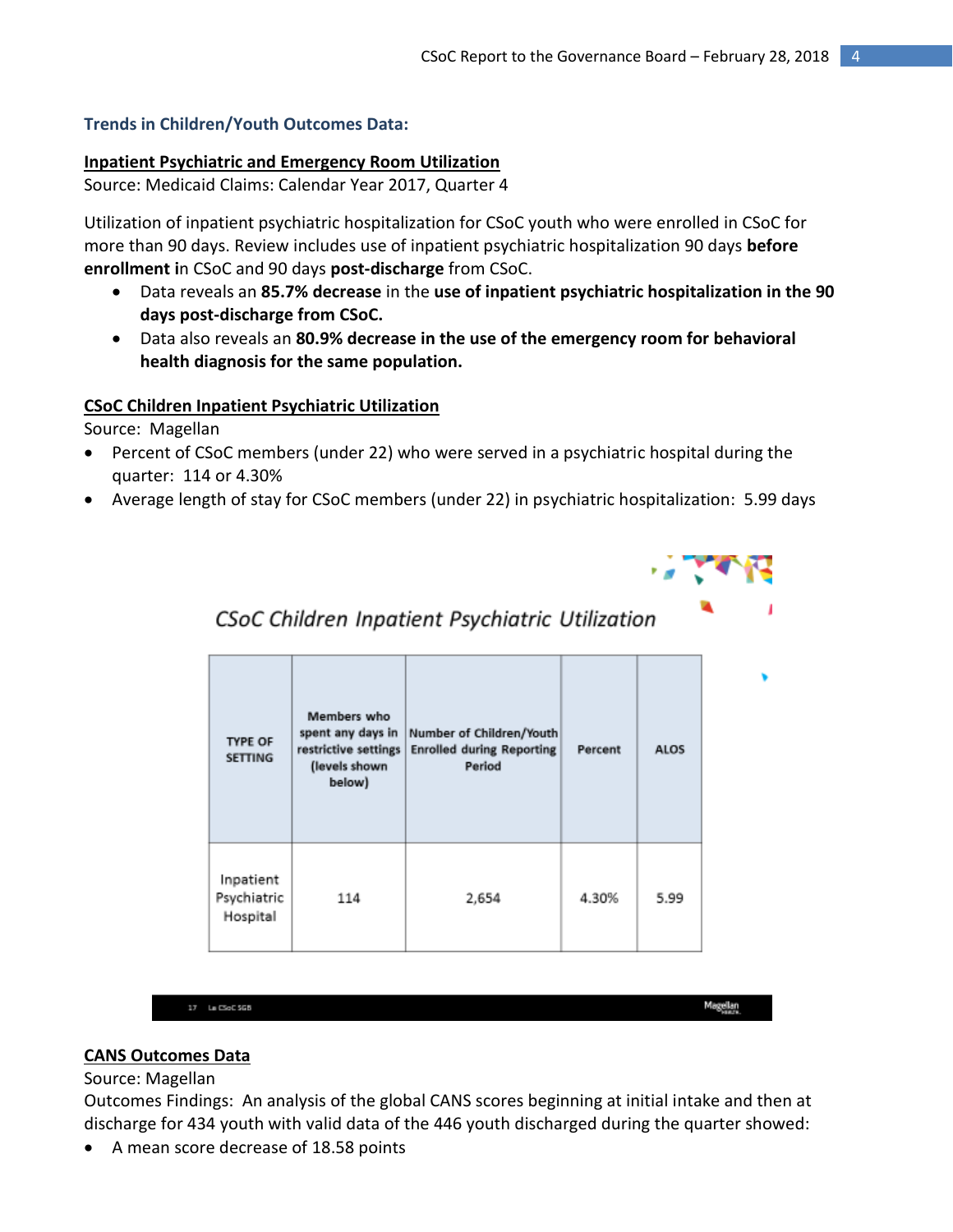## Trends in Children/Youth Outcomes Data:

**Inpatient Psychiatric and Emergency Room Utilization**

Source: Medicaid Claims: Calendar Year 2017, Quarter 4

Utilization of inpatient psychiatric hospitalization for CSoC youth who were enrolled in CSoC for more than 90 days. Review includes use of inpatient psychiatric hospitalization 90 days **before enrollment i**n CSoC and 90 days **post-discharge** from CSoC.

- Data reveals an **85.7% decrease** in the **use of inpatient psychiatric hospitalization in the 90 days post-discharge from CSoC.**
- Data also reveals an **80.9% decrease in the use of the emergency room for behavioral health diagnosis for the same population.**

**CSoC Children Inpatient Psychiatric Utilization**

Source: Magellan

- Percent of CSoC members (under 22) who were served in a psychiatric hospital during the quarter: 114 or 4.30%
- Average length of stay for CSoC members (under 22) in psychiatric hospitalization: 5.99 days

*CSoC Children Inpatient Psychiatric Utilization*

| TYPE OF SETTING | Members who spent any days in restrictive settings (levels shown below) | Number of Children/Youth Enrolled during Reporting Period | Percent | ALOS |
|---|---|---|---|---|
| Inpatient Psychiatric Hospital | 114 | 2,654 | 4.30% | 5.99 |

**CANS Outcomes Data**

Source: Magellan

Outcomes Findings: An analysis of the global CANS scores beginning at initial intake and then at discharge for 434 youth with valid data of the 446 youth discharged during the quarter showed:

- A mean score decrease of 18.58 points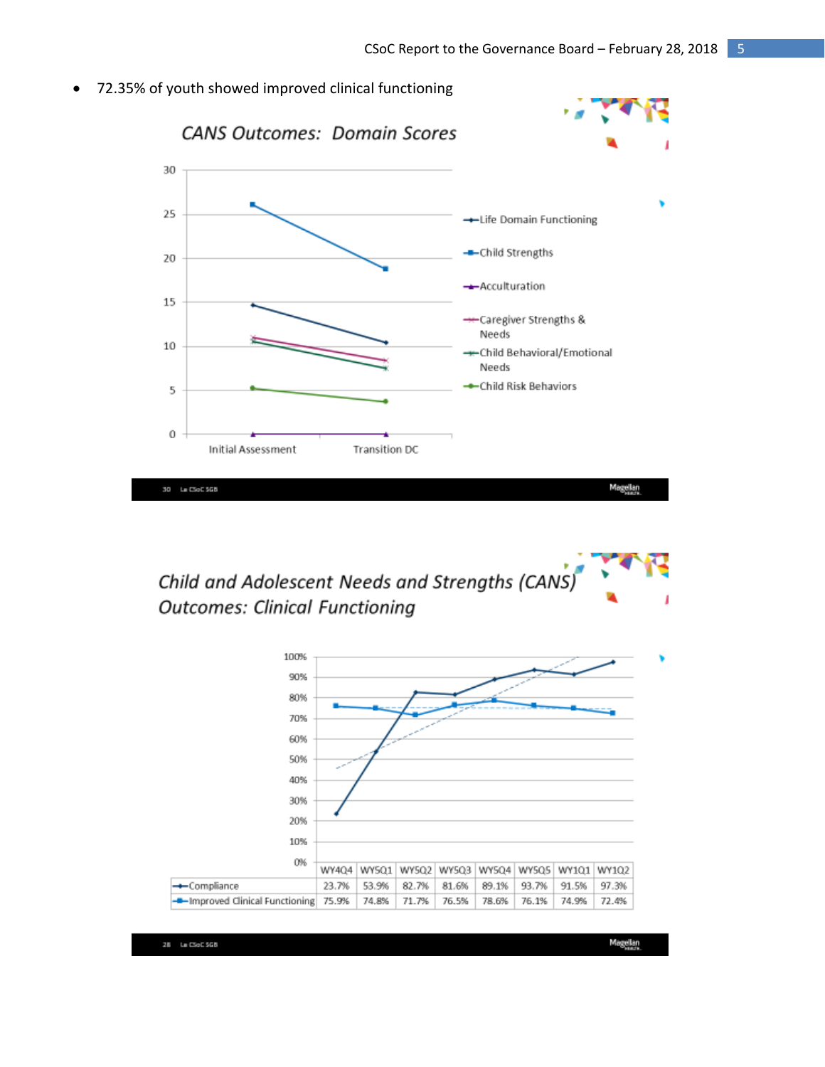- 72.35% of youth showed improved clinical functioning

## CANS Outcomes: Domain Scores

| Domain | Initial Assessment | Transition DC |
|---|---|---|
| Life Domain Functioning | | |
| Child Strengths | | |
| Acculturation | | |
| Caregiver Strengths & Needs | | |
| Child Behavioral/Emotional Needs | | |
| Child Risk Behaviors | | |

## Child and Adolescent Needs and Strengths (CANS) Outcomes: Clinical Functioning

| | WY4Q4 | WY5Q1 | WY5Q2 | WY5Q3 | WY5Q4 | WY5Q5 | WY1Q1 | WY1Q2 |
|---|---|---|---|---|---|---|---|---|
| Compliance | 23.7% | 53.9% | 82.7% | 81.6% | 89.1% | 93.7% | 91.5% | 97.3% |
| Improved Clinical Functioning | 75.9% | 74.8% | 71.7% | 76.5% | 78.6% | 76.1% | 74.9% | 72.4% |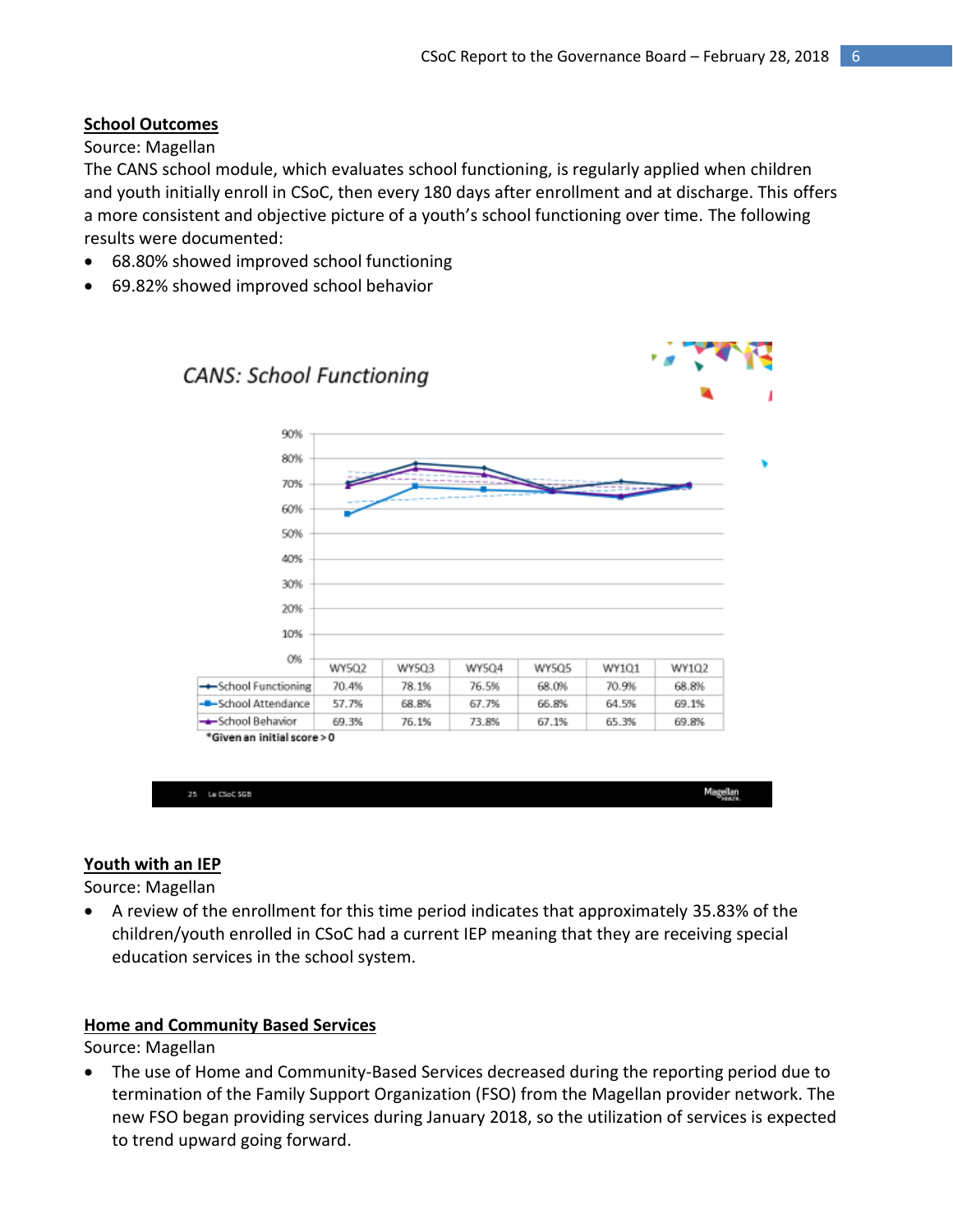**School Outcomes**

Source: Magellan

The CANS school module, which evaluates school functioning, is regularly applied when children and youth initially enroll in CSoC, then every 180 days after enrollment and at discharge. This offers a more consistent and objective picture of a youth's school functioning over time. The following results were documented:

- 68.80% showed improved school functioning
- 69.82% showed improved school behavior

*CANS: School Functioning*

| | WY5Q2 | WY5Q3 | WY5Q4 | WY5Q5 | WY1Q1 | WY1Q2 |
|---|---|---|---|---|---|---|
| School Functioning | 70.4% | 78.1% | 76.5% | 68.0% | 70.9% | 68.8% |
| School Attendance | 57.7% | 68.8% | 67.7% | 66.8% | 64.5% | 69.1% |
| School Behavior | 69.3% | 76.1% | 73.8% | 67.1% | 65.3% | 69.8% |

*Given an initial score > 0

**Youth with an IEP**

Source: Magellan

- A review of the enrollment for this time period indicates that approximately 35.83% of the children/youth enrolled in CSoC had a current IEP meaning that they are receiving special education services in the school system.

**Home and Community Based Services**

Source: Magellan

- The use of Home and Community-Based Services decreased during the reporting period due to termination of the Family Support Organization (FSO) from the Magellan provider network. The new FSO began providing services during January 2018, so the utilization of services is expected to trend upward going forward.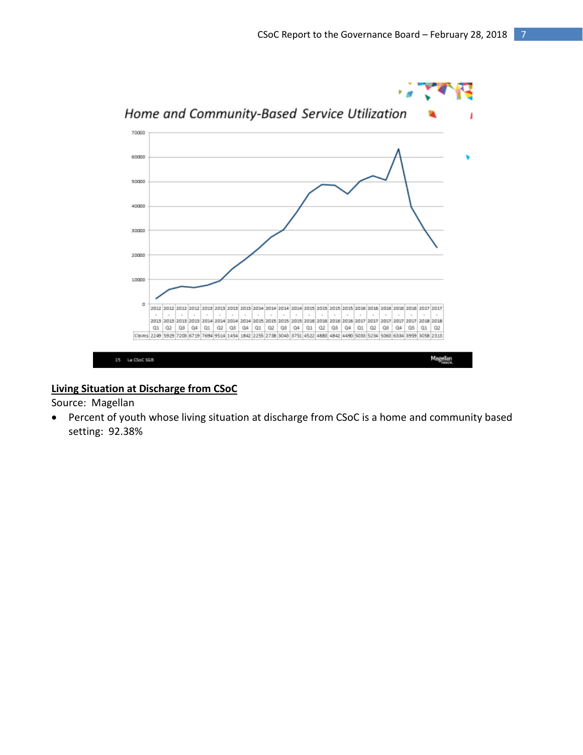## Home and Community-Based Service Utilization

| Quarter | Claims |
|---|---|
| 2012 - 2013 Q1 | 2249 |
| 2012 - 2013 Q2 | 5929 |
| 2012 - 2013 Q3 | 7208 |
| 2012 - 2013 Q4 | 6719 |
| 2013 - 2014 Q1 | 7694 |
| 2013 - 2014 Q2 | 9514 |
| 2013 - 2014 Q3 | 1454 |
| 2013 - 2014 Q4 | 1842 |
| 2014 - 2015 Q1 | 2255 |
| 2014 - 2015 Q2 | 2738 |
| 2014 - 2015 Q3 | 3043 |
| 2014 - 2015 Q4 | 3751 |
| 2015 - 2016 Q1 | 4522 |
| 2015 - 2016 Q2 | 4883 |
| 2015 - 2016 Q3 | 4842 |
| 2015 - 2016 Q4 | 4490 |
| 2016 - 2017 Q1 | 5088 |
| 2016 - 2017 Q2 | 5284 |
| 2016 - 2017 Q3 | 5063 |
| 2016 - 2017 Q4 | 6334 |
| 2016 - 2017 Q5 | 3959 |
| 2017 - 2018 Q1 | 3058 |
| 2017 - 2018 Q2 | 2313 |

15 La CSoC SGB

Magellan

**Living Situation at Discharge from CSoC**

Source: Magellan

- Percent of youth whose living situation at discharge from CSoC is a home and community based setting: 92.38%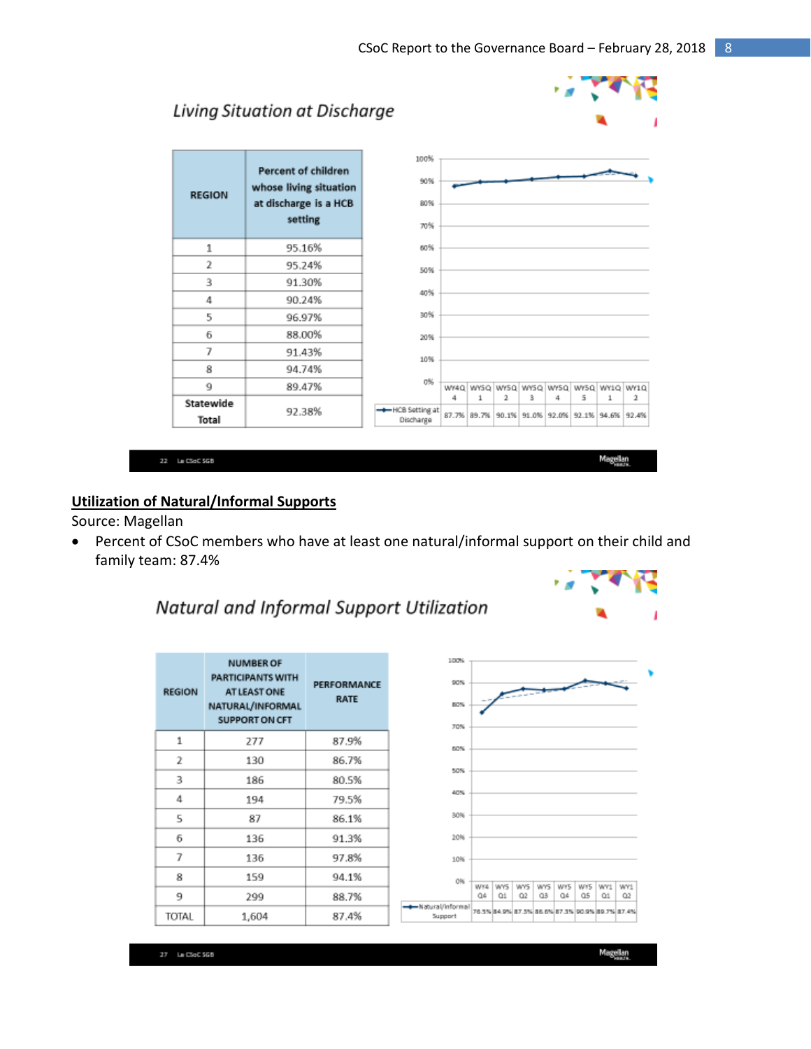## Living Situation at Discharge

| REGION | Percent of children whose living situation at discharge is a HCB setting |
|---|---|
| 1 | 95.16% |
| 2 | 95.24% |
| 3 | 91.30% |
| 4 | 90.24% |
| 5 | 96.97% |
| 6 | 88.00% |
| 7 | 91.43% |
| 8 | 94.74% |
| 9 | 89.47% |
| Statewide Total | 92.38% |

100%
90%
80%
70%
60%
50%
40%
30%
20%
10%
0%

WY4Q 4 | WY5Q 1 | WY5Q 2 | WY5Q 3 | WY5Q 4 | WY5Q 5 | WY1Q 1 | WY1Q 2

HCB Setting at Discharge: 87.7% | 89.7% | 90.1% | 91.0% | 92.0% | 92.1% | 94.6% | 92.4%

22 La CSoC SGB

Magellan

## Utilization of Natural/Informal Supports

Source: Magellan

- Percent of CSoC members who have at least one natural/informal support on their child and family team: 87.4%

## Natural and Informal Support Utilization

| REGION | NUMBER OF PARTICIPANTS WITH AT LEAST ONE NATURAL/INFORMAL SUPPORT ON CFT | PERFORMANCE RATE |
|---|---|---|
| 1 | 277 | 87.9% |
| 2 | 130 | 86.7% |
| 3 | 186 | 80.5% |
| 4 | 194 | 79.5% |
| 5 | 87 | 86.1% |
| 6 | 136 | 91.3% |
| 7 | 136 | 97.8% |
| 8 | 159 | 94.1% |
| 9 | 299 | 88.7% |
| TOTAL | 1,604 | 87.4% |

100%
90%
80%
70%
60%
50%
40%
30%
20%
10%
0%

WY4 Q4 | WY5 Q1 | WY5 Q2 | WY5 Q3 | WY5 Q4 | WY5 Q5 | WY1 Q1 | WY1 Q2

Natural/Informal Support: 76.5% | 84.9% | 87.5% | 86.6% | 87.3% | 90.9% | 89.7% | 87.4%

27 La CSoC SGB

Magellan